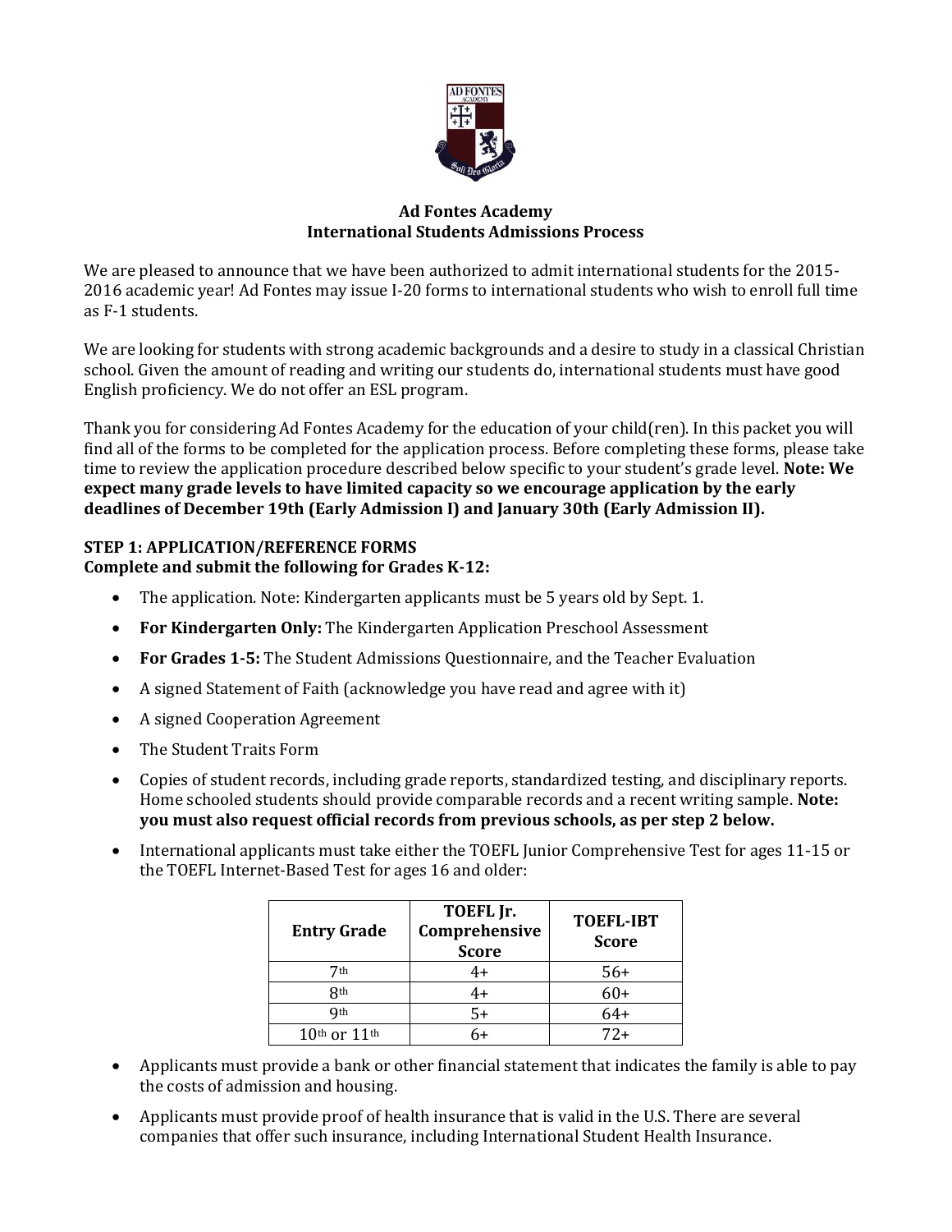# Ad Fontes Academy
## International Students Admissions Process

We are pleased to announce that we have been authorized to admit international students for the 2015-2016 academic year! Ad Fontes may issue I-20 forms to international students who wish to enroll full time as F-1 students.

We are looking for students with strong academic backgrounds and a desire to study in a classical Christian school. Given the amount of reading and writing our students do, international students must have good English proficiency. We do not offer an ESL program.

Thank you for considering Ad Fontes Academy for the education of your child(ren). In this packet you will find all of the forms to be completed for the application process. Before completing these forms, please take time to review the application procedure described below specific to your student's grade level. **Note: We expect many grade levels to have limited capacity so we encourage application by the early deadlines of December 19th (Early Admission I) and January 30th (Early Admission II).**

### STEP 1: APPLICATION/REFERENCE FORMS
**Complete and submit the following for Grades K-12:**

- The application. Note: Kindergarten applicants must be 5 years old by Sept. 1.
- **For Kindergarten Only:** The Kindergarten Application Preschool Assessment
- **For Grades 1-5:** The Student Admissions Questionnaire, and the Teacher Evaluation
- A signed Statement of Faith (acknowledge you have read and agree with it)
- A signed Cooperation Agreement
- The Student Traits Form
- Copies of student records, including grade reports, standardized testing, and disciplinary reports. Home schooled students should provide comparable records and a recent writing sample. **Note: you must also request official records from previous schools, as per step 2 below.**
- International applicants must take either the TOEFL Junior Comprehensive Test for ages 11-15 or the TOEFL Internet-Based Test for ages 16 and older:

| Entry Grade | TOEFL Jr. Comprehensive Score | TOEFL-IBT Score |
|---|---|---|
| 7th | 4+ | 56+ |
| 8th | 4+ | 60+ |
| 9th | 5+ | 64+ |
| 10th or 11th | 6+ | 72+ |

- Applicants must provide a bank or other financial statement that indicates the family is able to pay the costs of admission and housing.
- Applicants must provide proof of health insurance that is valid in the U.S. There are several companies that offer such insurance, including International Student Health Insurance.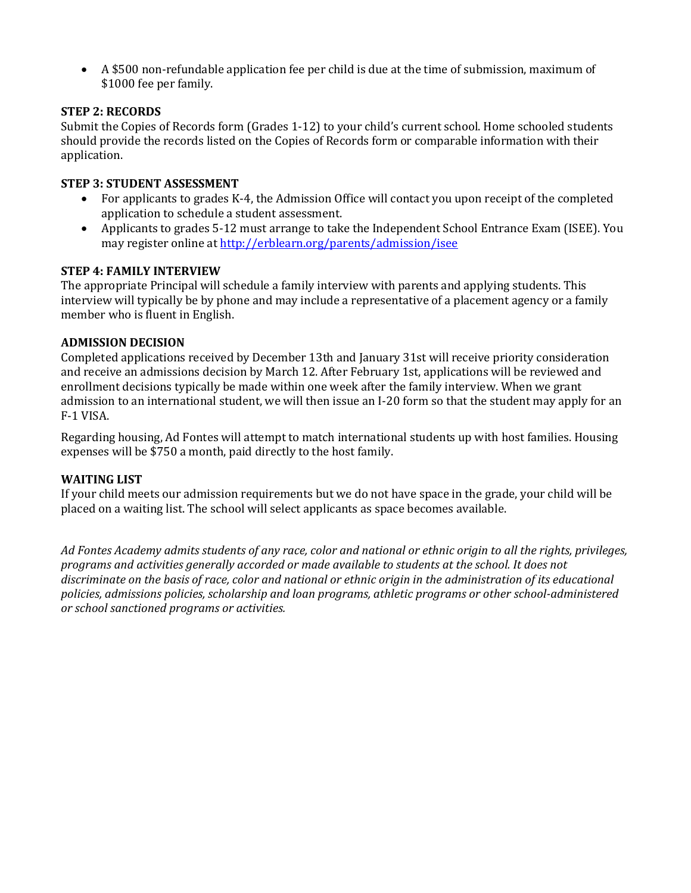- A $500 non-refundable application fee per child is due at the time of submission, maximum of $1000 fee per family.

**STEP 2: RECORDS**

Submit the Copies of Records form (Grades 1-12) to your child's current school. Home schooled students should provide the records listed on the Copies of Records form or comparable information with their application.

**STEP 3: STUDENT ASSESSMENT**

- For applicants to grades K-4, the Admission Office will contact you upon receipt of the completed application to schedule a student assessment.
- Applicants to grades 5-12 must arrange to take the Independent School Entrance Exam (ISEE). You may register online at [http://erblearn.org/parents/admission/isee](http://erblearn.org/parents/admission/isee)

**STEP 4: FAMILY INTERVIEW**

The appropriate Principal will schedule a family interview with parents and applying students. This interview will typically be by phone and may include a representative of a placement agency or a family member who is fluent in English.

**ADMISSION DECISION**

Completed applications received by December 13th and January 31st will receive priority consideration and receive an admissions decision by March 12. After February 1st, applications will be reviewed and enrollment decisions typically be made within one week after the family interview. When we grant admission to an international student, we will then issue an I-20 form so that the student may apply for an F-1 VISA.

Regarding housing, Ad Fontes will attempt to match international students up with host families. Housing expenses will be $750 a month, paid directly to the host family.

**WAITING LIST**

If your child meets our admission requirements but we do not have space in the grade, your child will be placed on a waiting list. The school will select applicants as space becomes available.

*Ad Fontes Academy admits students of any race, color and national or ethnic origin to all the rights, privileges, programs and activities generally accorded or made available to students at the school. It does not discriminate on the basis of race, color and national or ethnic origin in the administration of its educational policies, admissions policies, scholarship and loan programs, athletic programs or other school-administered or school sanctioned programs or activities.*